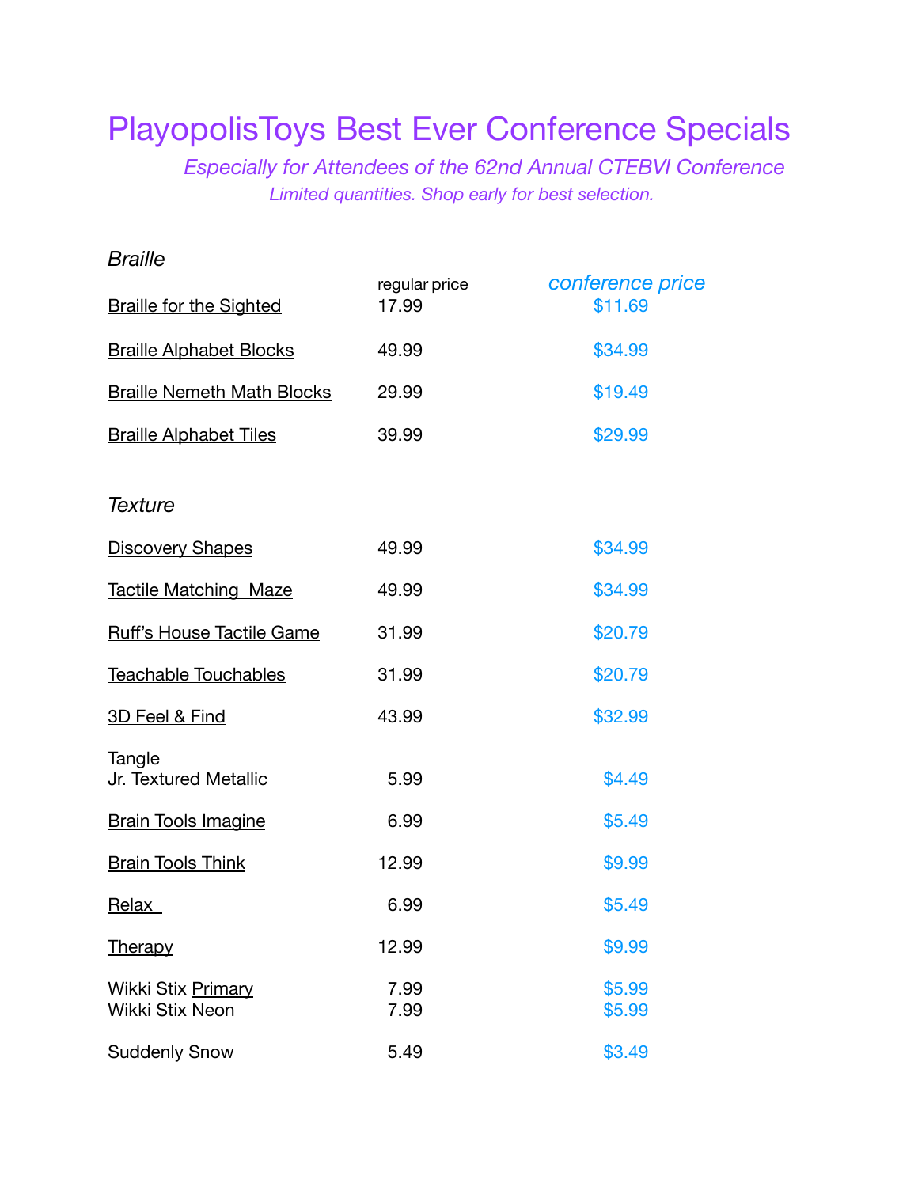# PlayopolisToys Best Ever Conference Specials

*Especially for Attendees of the 62nd Annual CTEBVI Conference*

*Limited quantities. Shop early for best selection.*

## *Braille*

| | regular price | *conference price* |
|---|---|---|
| Braille for the Sighted | 17.99 | $11.69 |
| Braille Alphabet Blocks | 49.99 | $34.99 |
| Braille Nemeth Math Blocks | 29.99 | $19.49 |
| Braille Alphabet Tiles | 39.99 | $29.99 |

## *Texture*

| | regular price | conference price |
|---|---|---|
| Discovery Shapes | 49.99 | $34.99 |
| Tactile Matching  Maze | 49.99 | $34.99 |
| Ruff's House Tactile Game | 31.99 | $20.79 |
| Teachable Touchables | 31.99 | $20.79 |
| 3D Feel & Find | 43.99 | $32.99 |
| Tangle Jr. Textured Metallic | 5.99 | $4.49 |
| Brain Tools Imagine | 6.99 | $5.49 |
| Brain Tools Think | 12.99 | $9.99 |
| Relax | 6.99 | $5.49 |
| Therapy | 12.99 | $9.99 |
| Wikki Stix Primary | 7.99 | $5.99 |
| Wikki Stix Neon | 7.99 | $5.99 |
| Suddenly Snow | 5.49 | $3.49 |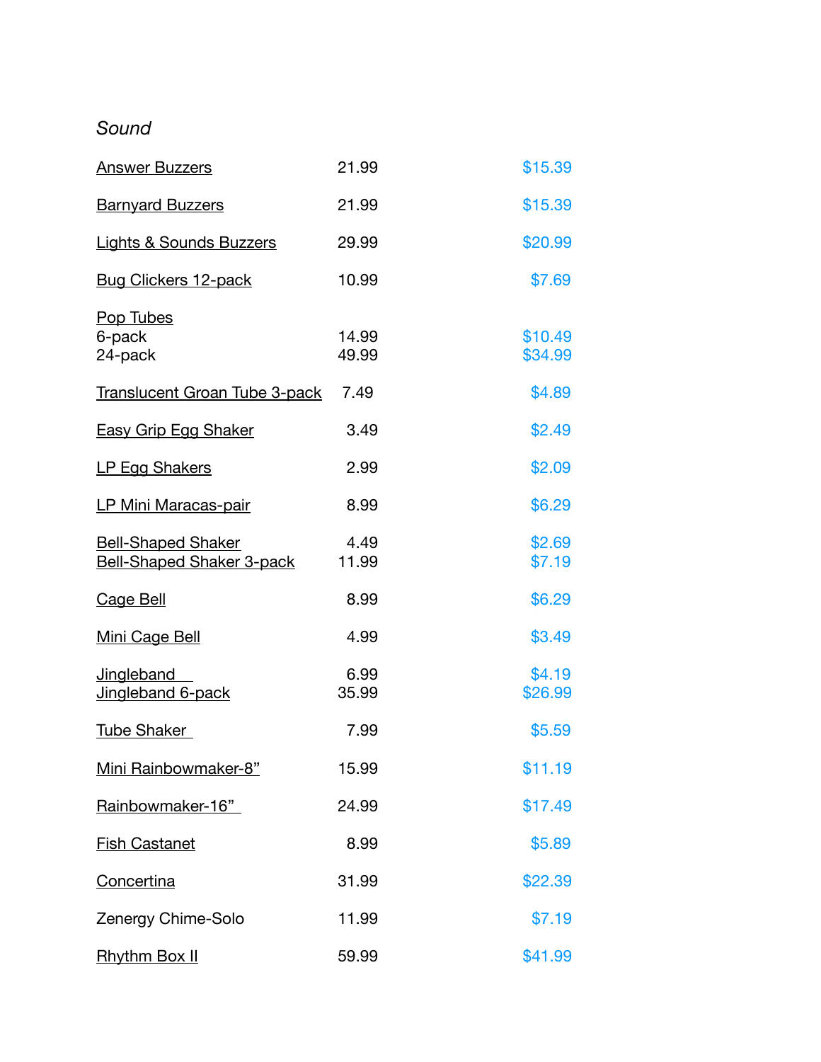*Sound*

| | | |
|---|---|---|
| Answer Buzzers | 21.99 | $15.39 |
| Barnyard Buzzers | 21.99 | $15.39 |
| Lights & Sounds Buzzers | 29.99 | $20.99 |
| Bug Clickers 12-pack | 10.99 | $7.69 |
| Pop Tubes | | |
| 6-pack | 14.99 | $10.49 |
| 24-pack | 49.99 | $34.99 |
| Translucent Groan Tube 3-pack | 7.49 | $4.89 |
| Easy Grip Egg Shaker | 3.49 | $2.49 |
| LP Egg Shakers | 2.99 | $2.09 |
| LP Mini Maracas-pair | 8.99 | $6.29 |
| Bell-Shaped Shaker | 4.49 | $2.69 |
| Bell-Shaped Shaker 3-pack | 11.99 | $7.19 |
| Cage Bell | 8.99 | $6.29 |
| Mini Cage Bell | 4.99 | $3.49 |
| Jingleband | 6.99 | $4.19 |
| Jingleband 6-pack | 35.99 | $26.99 |
| Tube Shaker | 7.99 | $5.59 |
| Mini Rainbowmaker-8" | 15.99 | $11.19 |
| Rainbowmaker-16" | 24.99 | $17.49 |
| Fish Castanet | 8.99 | $5.89 |
| Concertina | 31.99 | $22.39 |
| Zenergy Chime-Solo | 11.99 | $7.19 |
| Rhythm Box II | 59.99 | $41.99 |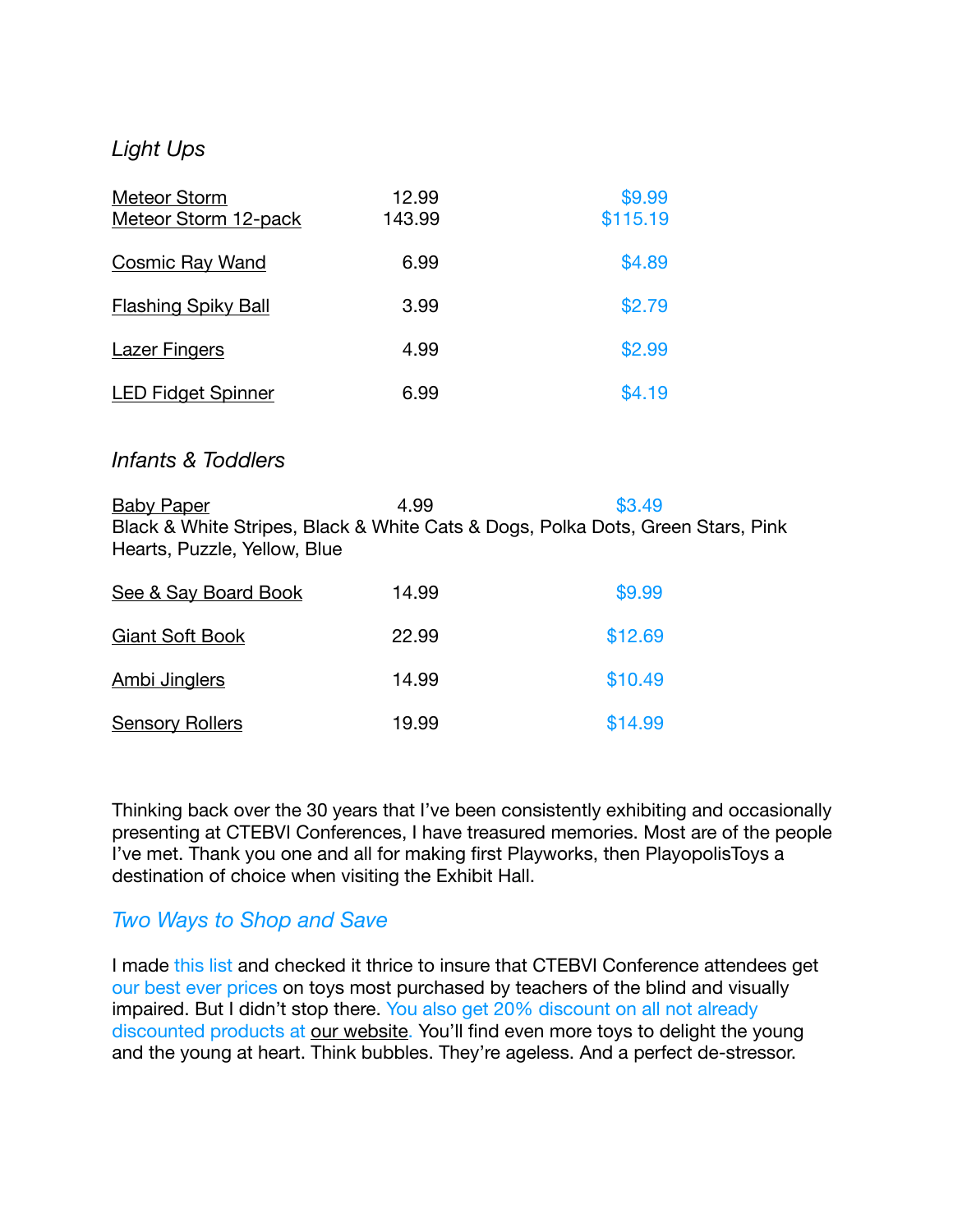*Light Ups*

| | | |
|---|---|---|
| Meteor Storm | 12.99 | $9.99 |
| Meteor Storm 12-pack | 143.99 | $115.19 |
| Cosmic Ray Wand | 6.99 | $4.89 |
| Flashing Spiky Ball | 3.99 | $2.79 |
| Lazer Fingers | 4.99 | $2.99 |
| LED Fidget Spinner | 6.99 | $4.19 |

*Infants & Toddlers*

| | | |
|---|---|---|
| Baby Paper | 4.99 | $3.49 |

Black & White Stripes, Black & White Cats & Dogs, Polka Dots, Green Stars, Pink Hearts, Puzzle, Yellow, Blue

| | | |
|---|---|---|
| See & Say Board Book | 14.99 | $9.99 |
| Giant Soft Book | 22.99 | $12.69 |
| Ambi Jinglers | 14.99 | $10.49 |
| Sensory Rollers | 19.99 | $14.99 |

Thinking back over the 30 years that I've been consistently exhibiting and occasionally presenting at CTEBVI Conferences, I have treasured memories. Most are of the people I've met. Thank you one and all for making first Playworks, then PlayopolisToys a destination of choice when visiting the Exhibit Hall.

## *Two Ways to Shop and Save*

I made this list and checked it thrice to insure that CTEBVI Conference attendees get our best ever prices on toys most purchased by teachers of the blind and visually impaired. But I didn't stop there. You also get 20% discount on all not already discounted products at our website. You'll find even more toys to delight the young and the young at heart. Think bubbles. They're ageless. And a perfect de-stressor.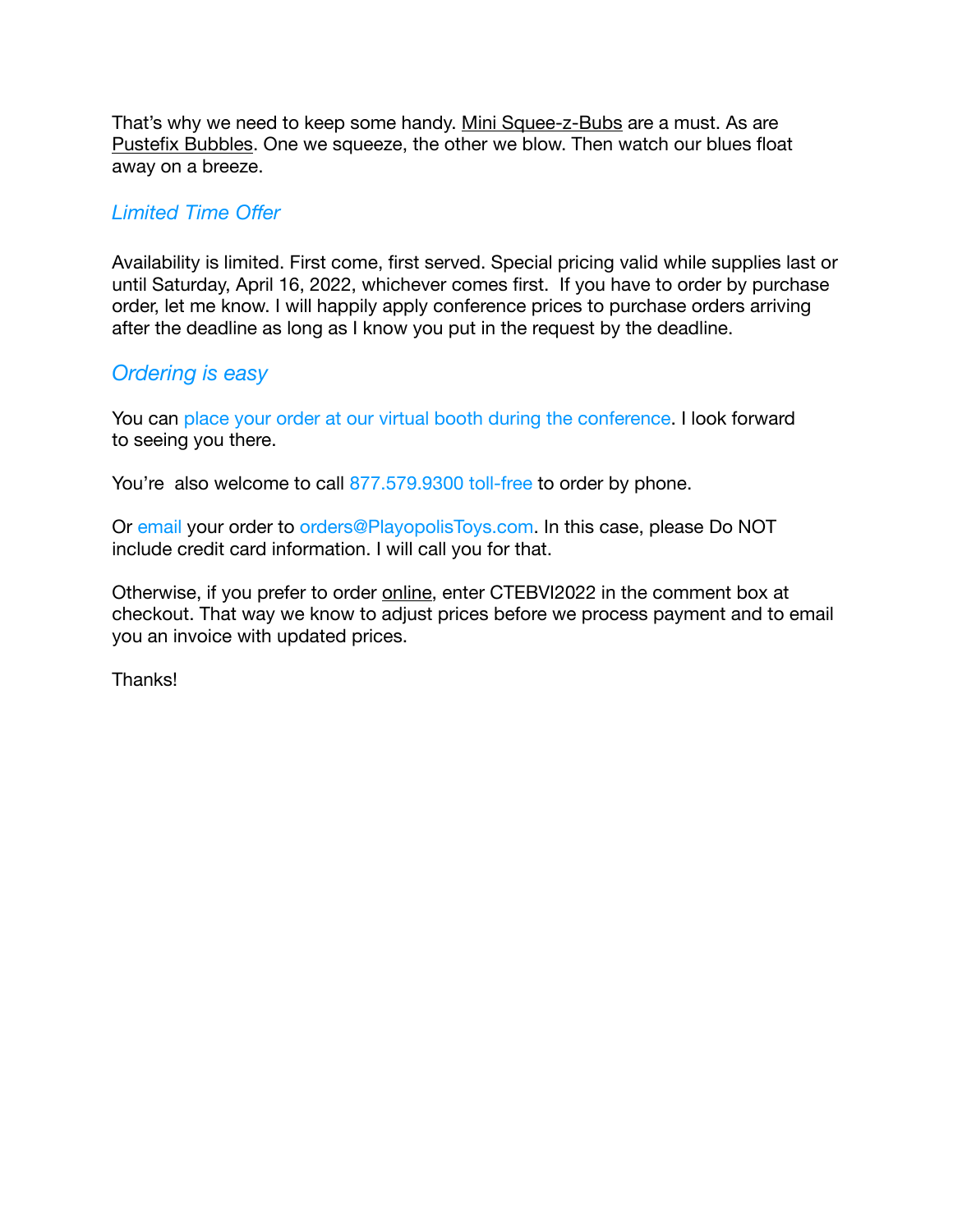That's why we need to keep some handy. Mini Squee-z-Bubs are a must. As are Pustefix Bubbles. One we squeeze, the other we blow. Then watch our blues float away on a breeze.

## *Limited Time Offer*

Availability is limited. First come, first served. Special pricing valid while supplies last or until Saturday, April 16, 2022, whichever comes first. If you have to order by purchase order, let me know. I will happily apply conference prices to purchase orders arriving after the deadline as long as I know you put in the request by the deadline.

## *Ordering is easy*

You can place your order at our virtual booth during the conference. I look forward to seeing you there.

You're also welcome to call 877.579.9300 toll-free to order by phone.

Or email your order to orders@PlayopolisToys.com. In this case, please Do NOT include credit card information. I will call you for that.

Otherwise, if you prefer to order online, enter CTEBVI2022 in the comment box at checkout. That way we know to adjust prices before we process payment and to email you an invoice with updated prices.

Thanks!